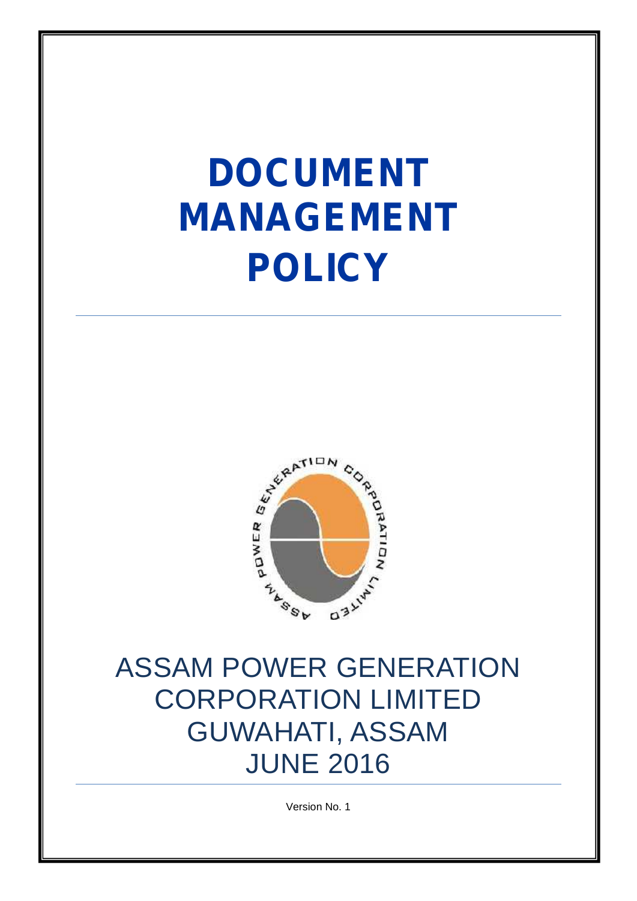# DOCUMENT MANAGEMENT POLICY

ASSAM POWER GENERATION CORPORATION LIMITED
GUWAHATI, ASSAM
JUNE 2016

Version No. 1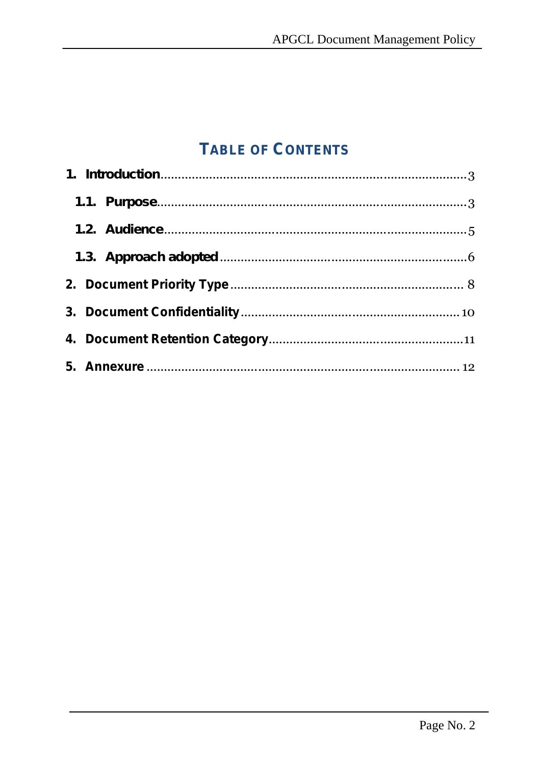# TABLE OF CONTENTS

1. Introduction .......... 3
   - 1.1. Purpose .......... 3
   - 1.2. Audience .......... 5
   - 1.3. Approach adopted .......... 6
2. Document Priority Type .......... 8
3. Document Confidentiality .......... 10
4. Document Retention Category .......... 11
5. Annexure .......... 12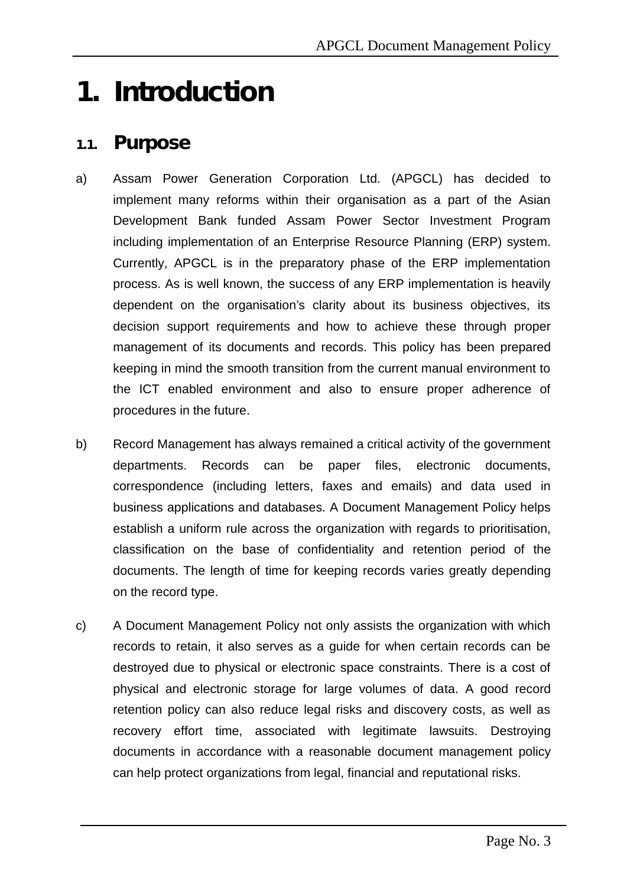# 1. Introduction

## 1.1. Purpose

a) Assam Power Generation Corporation Ltd. (APGCL) has decided to implement many reforms within their organisation as a part of the Asian Development Bank funded Assam Power Sector Investment Program including implementation of an Enterprise Resource Planning (ERP) system. Currently, APGCL is in the preparatory phase of the ERP implementation process. As is well known, the success of any ERP implementation is heavily dependent on the organisation's clarity about its business objectives, its decision support requirements and how to achieve these through proper management of its documents and records. This policy has been prepared keeping in mind the smooth transition from the current manual environment to the ICT enabled environment and also to ensure proper adherence of procedures in the future.

b) Record Management has always remained a critical activity of the government departments. Records can be paper files, electronic documents, correspondence (including letters, faxes and emails) and data used in business applications and databases. A Document Management Policy helps establish a uniform rule across the organization with regards to prioritisation, classification on the base of confidentiality and retention period of the documents. The length of time for keeping records varies greatly depending on the record type.

c) A Document Management Policy not only assists the organization with which records to retain, it also serves as a guide for when certain records can be destroyed due to physical or electronic space constraints. There is a cost of physical and electronic storage for large volumes of data. A good record retention policy can also reduce legal risks and discovery costs, as well as recovery effort time, associated with legitimate lawsuits. Destroying documents in accordance with a reasonable document management policy can help protect organizations from legal, financial and reputational risks.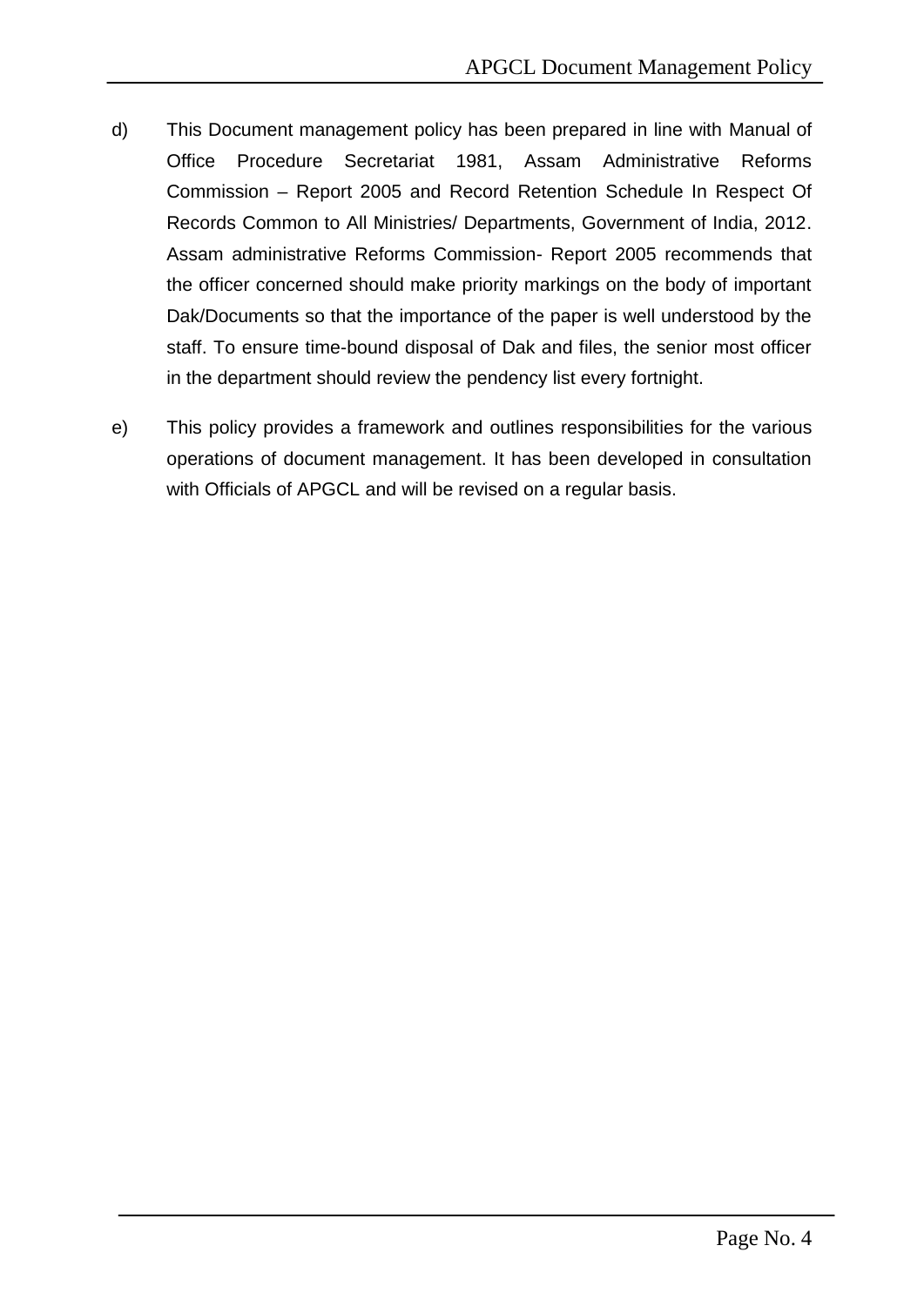d) This Document management policy has been prepared in line with Manual of Office Procedure Secretariat 1981, Assam Administrative Reforms Commission – Report 2005 and Record Retention Schedule In Respect Of Records Common to All Ministries/ Departments, Government of India, 2012. Assam administrative Reforms Commission- Report 2005 recommends that the officer concerned should make priority markings on the body of important Dak/Documents so that the importance of the paper is well understood by the staff. To ensure time-bound disposal of Dak and files, the senior most officer in the department should review the pendency list every fortnight.

e) This policy provides a framework and outlines responsibilities for the various operations of document management. It has been developed in consultation with Officials of APGCL and will be revised on a regular basis.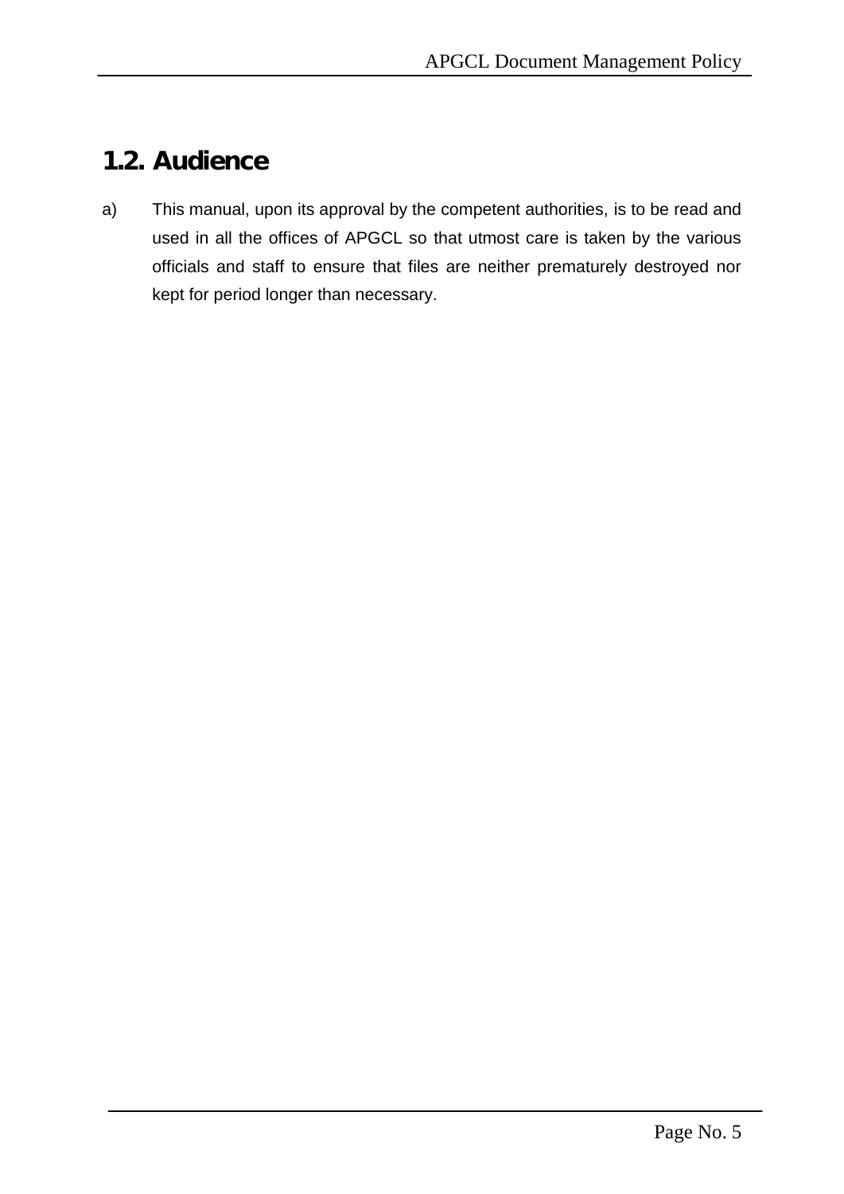## 1.2. Audience

a) This manual, upon its approval by the competent authorities, is to be read and used in all the offices of APGCL so that utmost care is taken by the various officials and staff to ensure that files are neither prematurely destroyed nor kept for period longer than necessary.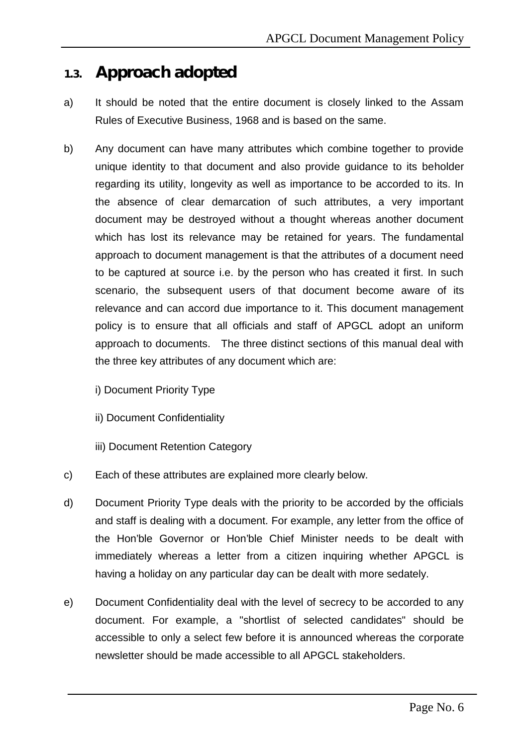## 1.3. Approach adopted

a) It should be noted that the entire document is closely linked to the Assam Rules of Executive Business, 1968 and is based on the same.

b) Any document can have many attributes which combine together to provide unique identity to that document and also provide guidance to its beholder regarding its utility, longevity as well as importance to be accorded to its. In the absence of clear demarcation of such attributes, a very important document may be destroyed without a thought whereas another document which has lost its relevance may be retained for years. The fundamental approach to document management is that the attributes of a document need to be captured at source i.e. by the person who has created it first. In such scenario, the subsequent users of that document become aware of its relevance and can accord due importance to it. This document management policy is to ensure that all officials and staff of APGCL adopt an uniform approach to documents. The three distinct sections of this manual deal with the three key attributes of any document which are:

   i) Document Priority Type

   ii) Document Confidentiality

   iii) Document Retention Category

c) Each of these attributes are explained more clearly below.

d) Document Priority Type deals with the priority to be accorded by the officials and staff is dealing with a document. For example, any letter from the office of the Hon'ble Governor or Hon'ble Chief Minister needs to be dealt with immediately whereas a letter from a citizen inquiring whether APGCL is having a holiday on any particular day can be dealt with more sedately.

e) Document Confidentiality deal with the level of secrecy to be accorded to any document. For example, a "shortlist of selected candidates" should be accessible to only a select few before it is announced whereas the corporate newsletter should be made accessible to all APGCL stakeholders.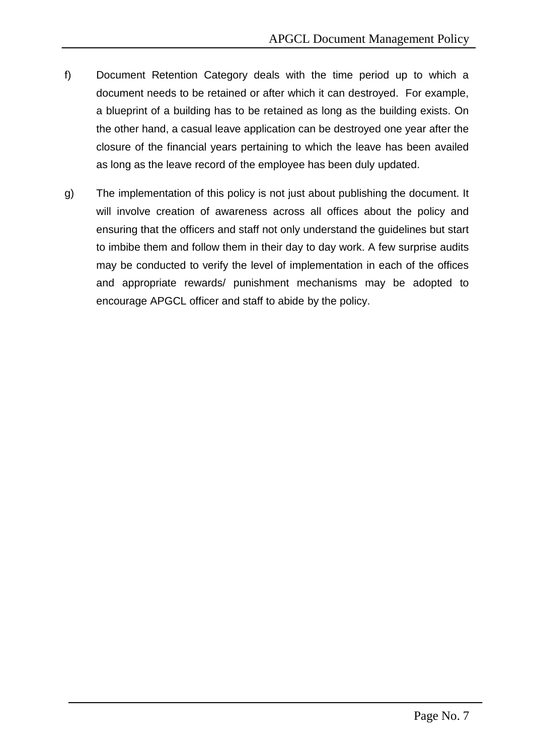f) Document Retention Category deals with the time period up to which a document needs to be retained or after which it can destroyed. For example, a blueprint of a building has to be retained as long as the building exists. On the other hand, a casual leave application can be destroyed one year after the closure of the financial years pertaining to which the leave has been availed as long as the leave record of the employee has been duly updated.

g) The implementation of this policy is not just about publishing the document. It will involve creation of awareness across all offices about the policy and ensuring that the officers and staff not only understand the guidelines but start to imbibe them and follow them in their day to day work. A few surprise audits may be conducted to verify the level of implementation in each of the offices and appropriate rewards/ punishment mechanisms may be adopted to encourage APGCL officer and staff to abide by the policy.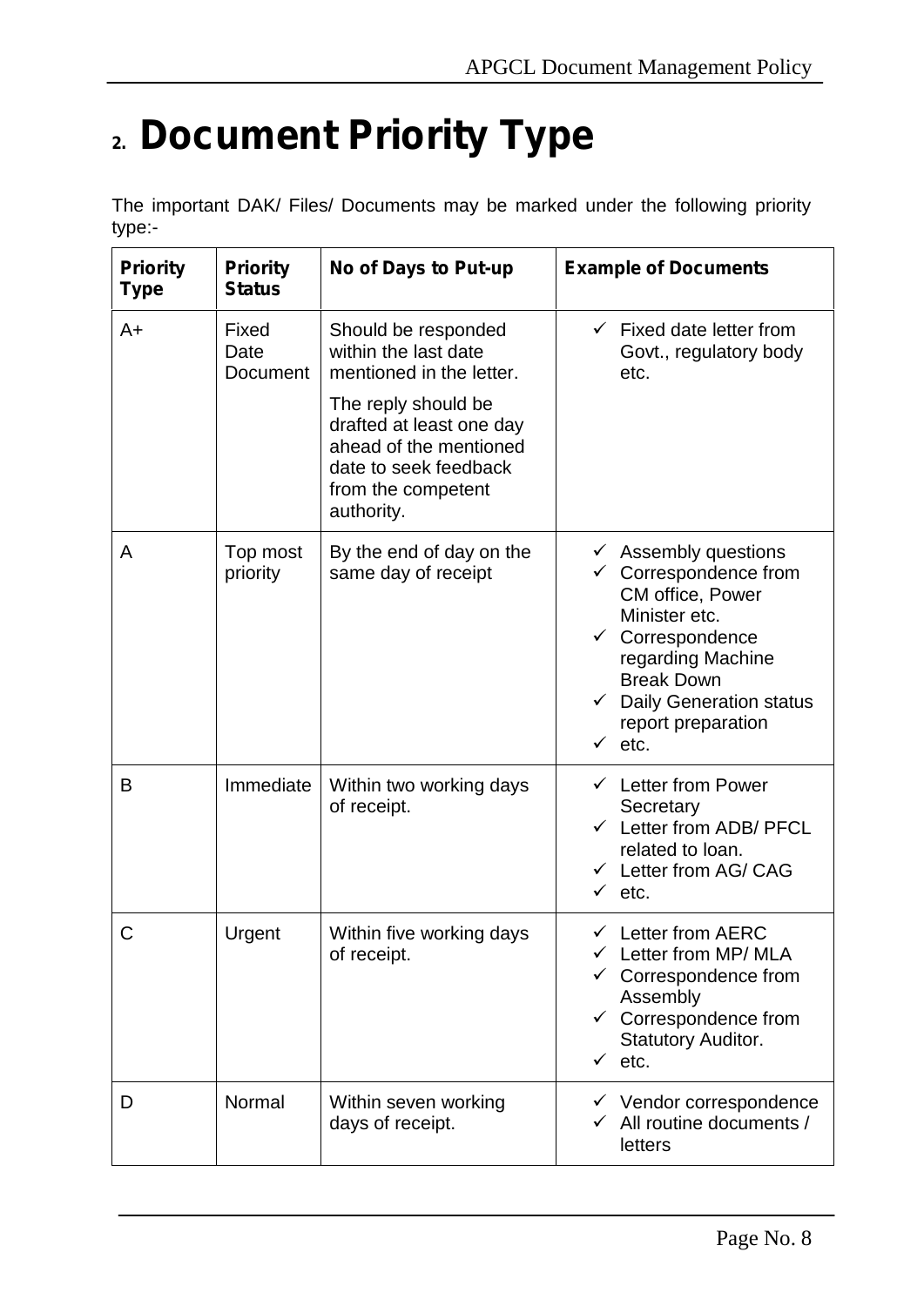# 2. Document Priority Type

The important DAK/ Files/ Documents may be marked under the following priority type:-

| Priority Type | Priority Status | No of Days to Put-up | Example of Documents |
|---|---|---|---|
| A+ | Fixed Date Document | Should be responded within the last date mentioned in the letter.<br><br>The reply should be drafted at least one day ahead of the mentioned date to seek feedback from the competent authority. | ✓ Fixed date letter from Govt., regulatory body etc. |
| A | Top most priority | By the end of day on the same day of receipt | ✓ Assembly questions<br>✓ Correspondence from CM office, Power Minister etc.<br>✓ Correspondence regarding Machine Break Down<br>✓ Daily Generation status report preparation<br>✓ etc. |
| B | Immediate | Within two working days of receipt. | ✓ Letter from Power Secretary<br>✓ Letter from ADB/ PFCL related to loan.<br>✓ Letter from AG/ CAG<br>✓ etc. |
| C | Urgent | Within five working days of receipt. | ✓ Letter from AERC<br>✓ Letter from MP/ MLA<br>✓ Correspondence from Assembly<br>✓ Correspondence from Statutory Auditor.<br>✓ etc. |
| D | Normal | Within seven working days of receipt. | ✓ Vendor correspondence<br>✓ All routine documents / letters |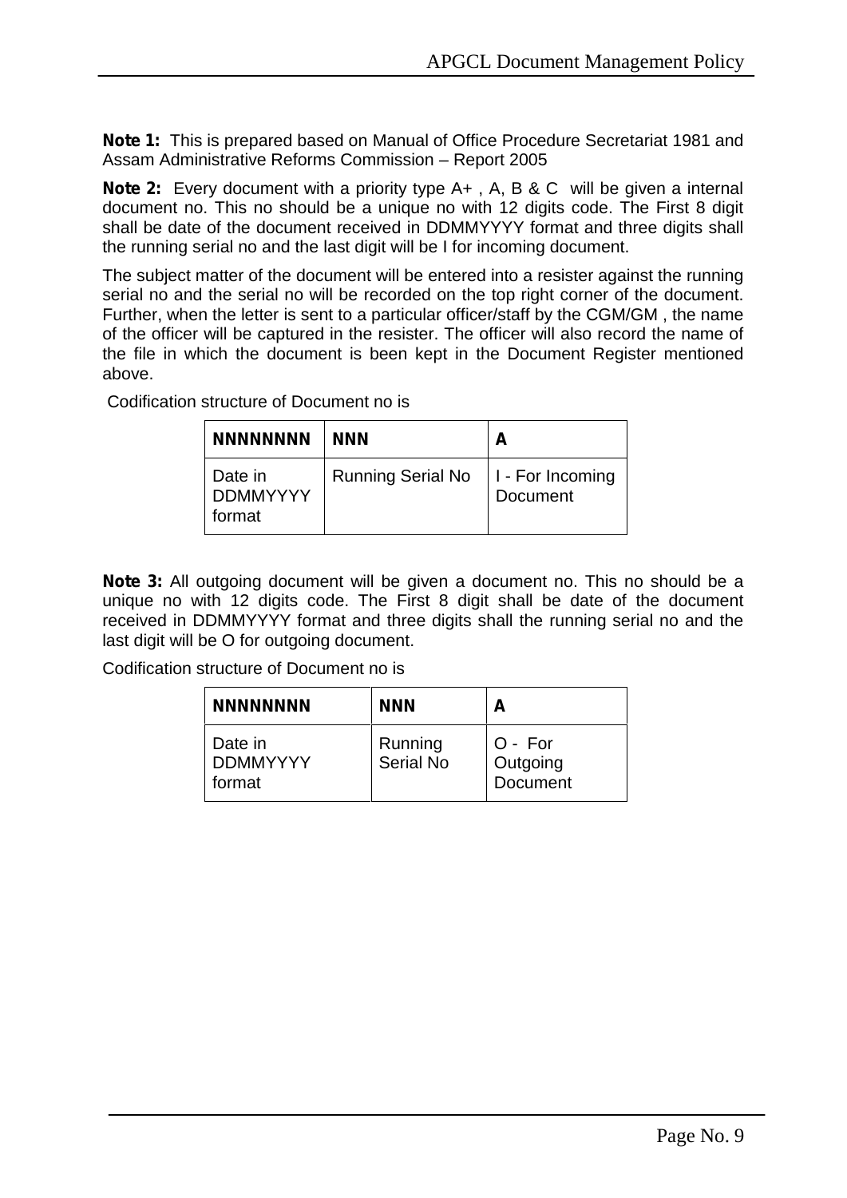**Note 1:** This is prepared based on Manual of Office Procedure Secretariat 1981 and Assam Administrative Reforms Commission – Report 2005

**Note 2:** Every document with a priority type A+ , A, B & C will be given a internal document no. This no should be a unique no with 12 digits code. The First 8 digit shall be date of the document received in DDMMYYYY format and three digits shall the running serial no and the last digit will be I for incoming document.

The subject matter of the document will be entered into a resister against the running serial no and the serial no will be recorded on the top right corner of the document. Further, when the letter is sent to a particular officer/staff by the CGM/GM , the name of the officer will be captured in the resister. The officer will also record the name of the file in which the document is been kept in the Document Register mentioned above.

Codification structure of Document no is

| NNNNNNNN | NNN | A |
|---|---|---|
| Date in DDMMYYYY format | Running Serial No | I - For Incoming Document |

**Note 3:** All outgoing document will be given a document no. This no should be a unique no with 12 digits code. The First 8 digit shall be date of the document received in DDMMYYYY format and three digits shall the running serial no and the last digit will be O for outgoing document.

Codification structure of Document no is

| NNNNNNNN | NNN | A |
|---|---|---|
| Date in DDMMYYYY format | Running Serial No | O - For Outgoing Document |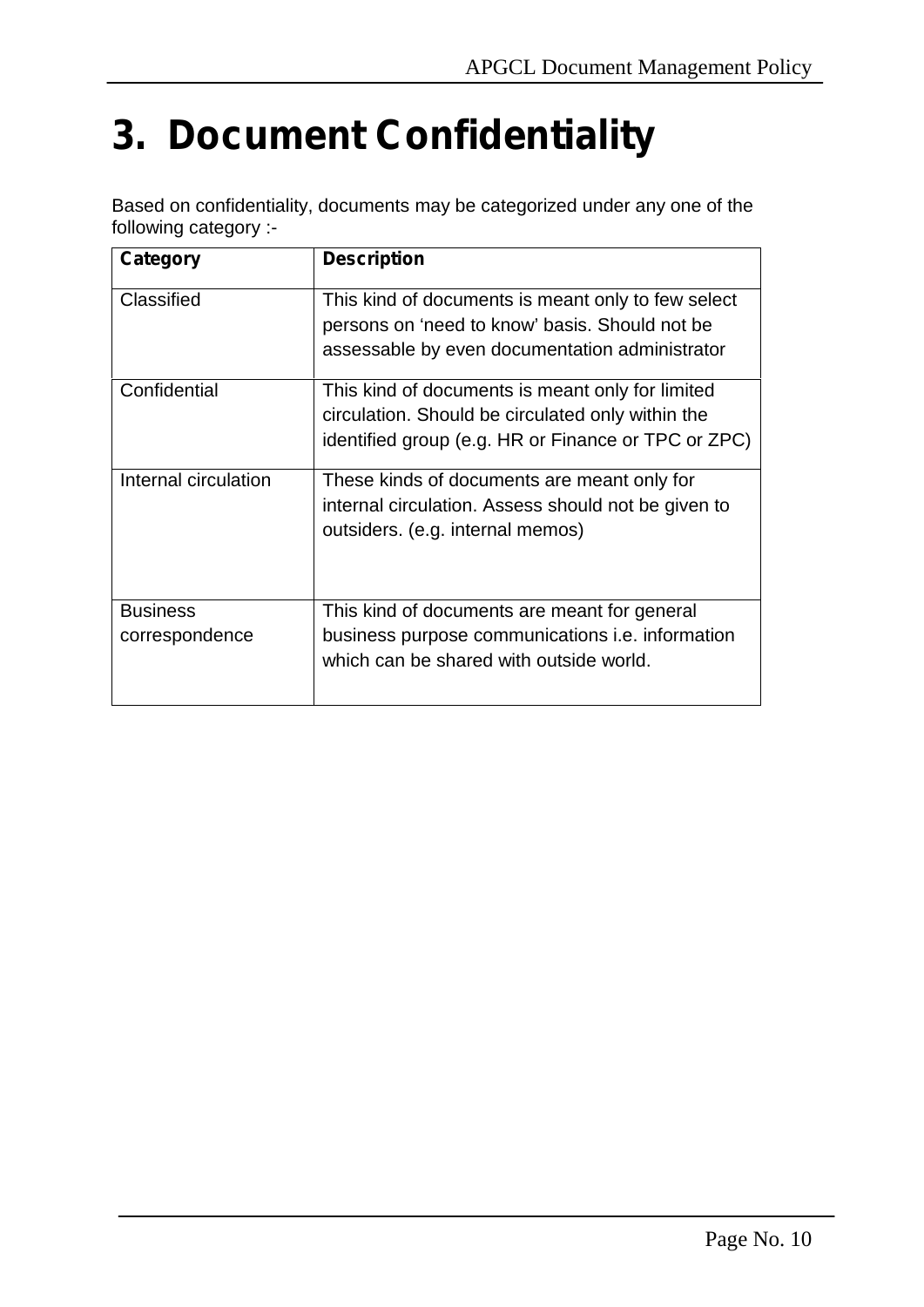# 3. Document Confidentiality

Based on confidentiality, documents may be categorized under any one of the following category :-

| Category | Description |
|---|---|
| Classified | This kind of documents is meant only to few select persons on 'need to know' basis. Should not be assessable by even documentation administrator |
| Confidential | This kind of documents is meant only for limited circulation. Should be circulated only within the identified group (e.g. HR or Finance or TPC or ZPC) |
| Internal circulation | These kinds of documents are meant only for internal circulation. Assess should not be given to outsiders. (e.g. internal memos) |
| Business correspondence | This kind of documents are meant for general business purpose communications i.e. information which can be shared with outside world. |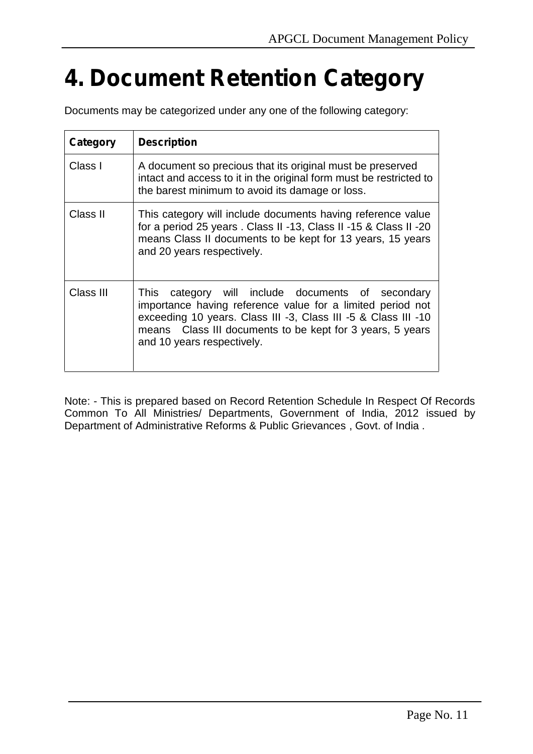# 4. Document Retention Category

Documents may be categorized under any one of the following category:

| Category | Description |
|---|---|
| Class I | A document so precious that its original must be preserved intact and access to it in the original form must be restricted to the barest minimum to avoid its damage or loss. |
| Class II | This category will include documents having reference value for a period 25 years . Class II -13, Class II -15 & Class II -20 means Class II documents to be kept for 13 years, 15 years and 20 years respectively. |
| Class III | This category will include documents of secondary importance having reference value for a limited period not exceeding 10 years. Class III -3, Class III -5 & Class III -10 means Class III documents to be kept for 3 years, 5 years and 10 years respectively. |

Note: - This is prepared based on Record Retention Schedule In Respect Of Records Common To All Ministries/ Departments, Government of India, 2012 issued by Department of Administrative Reforms & Public Grievances , Govt. of India .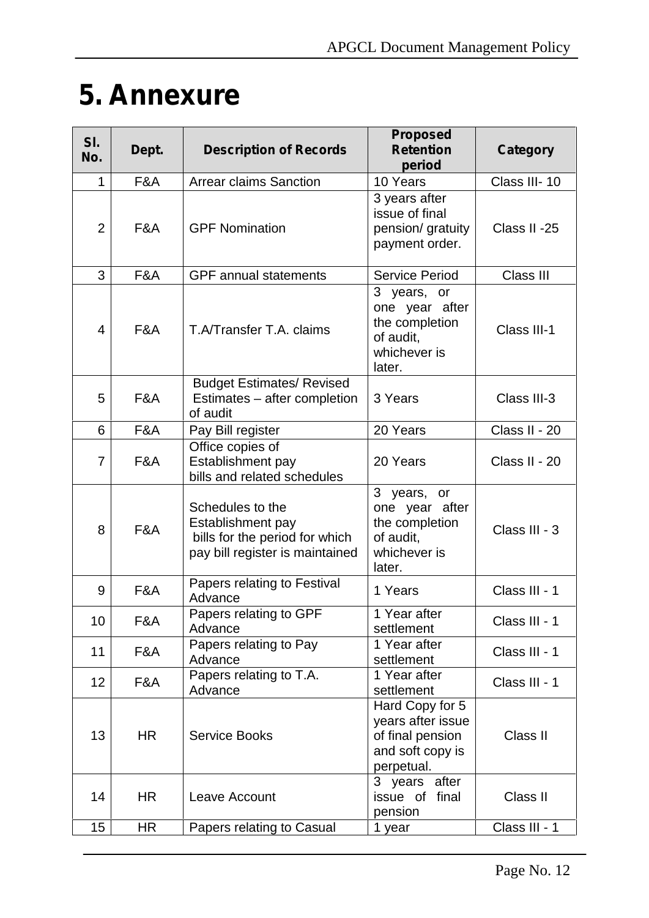# 5. Annexure

| Sl. No. | Dept. | Description of Records | Proposed Retention period | Category |
|---|---|---|---|---|
| 1 | F&A | Arrear claims Sanction | 10 Years | Class III- 10 |
| 2 | F&A | GPF Nomination | 3 years after issue of final pension/ gratuity payment order. | Class II -25 |
| 3 | F&A | GPF annual statements | Service Period | Class III |
| 4 | F&A | T.A/Transfer T.A. claims | 3 years, or one year after the completion of audit, whichever is later. | Class III-1 |
| 5 | F&A | Budget Estimates/ Revised Estimates – after completion of audit | 3 Years | Class III-3 |
| 6 | F&A | Pay Bill register | 20 Years | Class II - 20 |
| 7 | F&A | Office copies of Establishment pay bills and related schedules | 20 Years | Class II - 20 |
| 8 | F&A | Schedules to the Establishment pay bills for the period for which pay bill register is maintained | 3 years, or one year after the completion of audit, whichever is later. | Class III - 3 |
| 9 | F&A | Papers relating to Festival Advance | 1 Years | Class III - 1 |
| 10 | F&A | Papers relating to GPF Advance | 1 Year after settlement | Class III - 1 |
| 11 | F&A | Papers relating to Pay Advance | 1 Year after settlement | Class III - 1 |
| 12 | F&A | Papers relating to T.A. Advance | 1 Year after settlement | Class III - 1 |
| 13 | HR | Service Books | Hard Copy for 5 years after issue of final pension and soft copy is perpetual. | Class II |
| 14 | HR | Leave Account | 3 years after issue of final pension | Class II |
| 15 | HR | Papers relating to Casual | 1 year | Class III - 1 |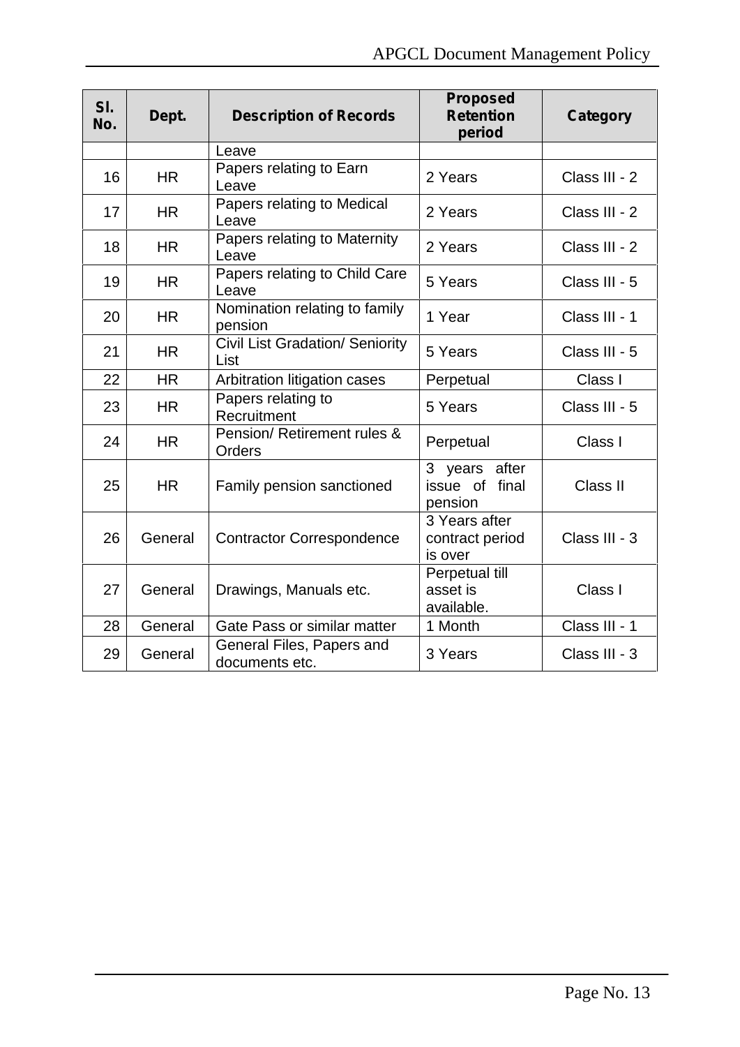| Sl. No. | Dept. | Description of Records | Proposed Retention period | Category |
|---|---|---|---|---|
| | | Leave | | |
| 16 | HR | Papers relating to Earn Leave | 2 Years | Class III - 2 |
| 17 | HR | Papers relating to Medical Leave | 2 Years | Class III - 2 |
| 18 | HR | Papers relating to Maternity Leave | 2 Years | Class III - 2 |
| 19 | HR | Papers relating to Child Care Leave | 5 Years | Class III - 5 |
| 20 | HR | Nomination relating to family pension | 1 Year | Class III - 1 |
| 21 | HR | Civil List Gradation/ Seniority List | 5 Years | Class III - 5 |
| 22 | HR | Arbitration litigation cases | Perpetual | Class I |
| 23 | HR | Papers relating to Recruitment | 5 Years | Class III - 5 |
| 24 | HR | Pension/ Retirement rules & Orders | Perpetual | Class I |
| 25 | HR | Family pension sanctioned | 3 years after issue of final pension | Class II |
| 26 | General | Contractor Correspondence | 3 Years after contract period is over | Class III - 3 |
| 27 | General | Drawings, Manuals etc. | Perpetual till asset is available. | Class I |
| 28 | General | Gate Pass or similar matter | 1 Month | Class III - 1 |
| 29 | General | General Files, Papers and documents etc. | 3 Years | Class III - 3 |